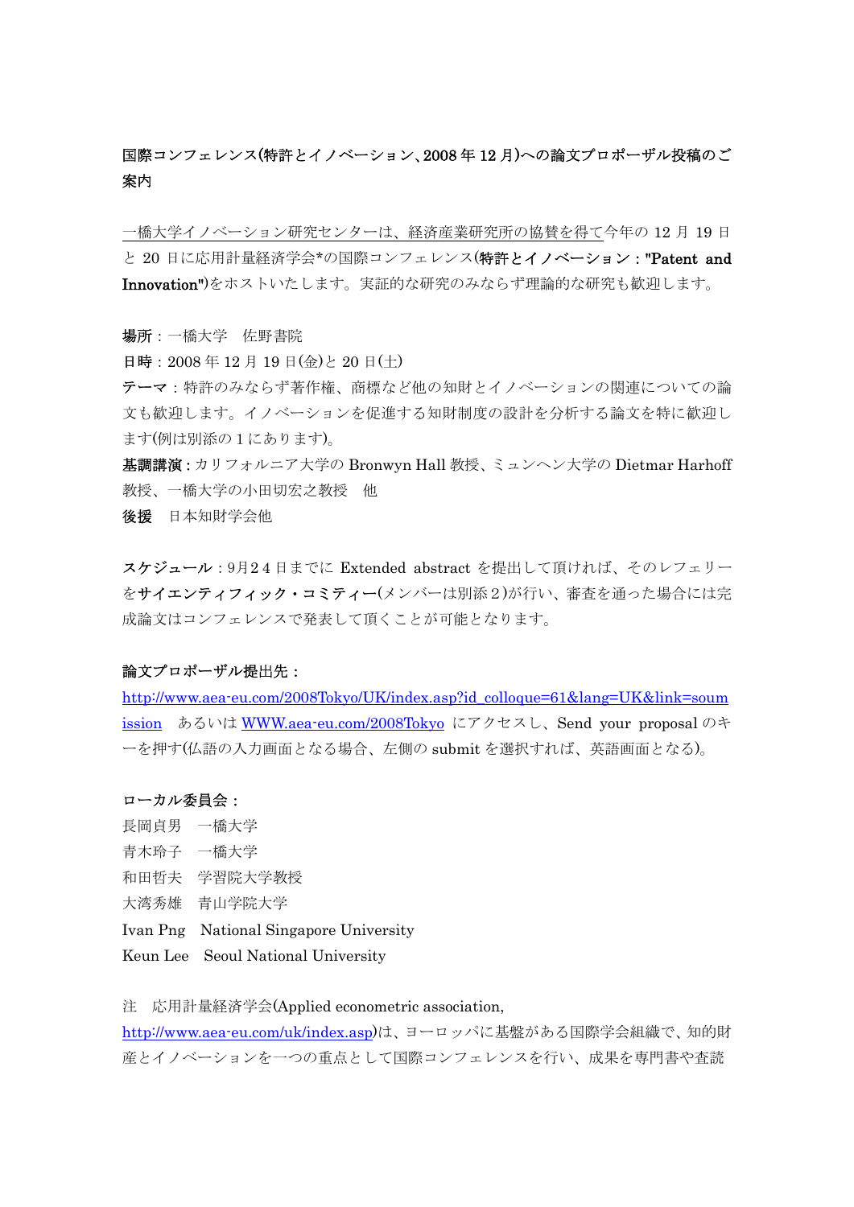**国際コンフェレンス(特許とイノベーション、2008 年 12 月)への論文プロポーザル投稿のご案内**

一橋大学イノベーション研究センターは、経済産業研究所の協賛を得て今年の 12 月 19 日と 20 日に応用計量経済学会*の国際コンフェレンス(**特許とイノベーション："Patent and Innovation"**)をホストいたします。実証的な研究のみならず理論的な研究も歓迎します。

**場所**：一橋大学　佐野書院
**日時**：2008 年 12 月 19 日(金)と 20 日(土)
**テーマ**：特許のみならず著作権、商標など他の知財とイノベーションの関連についての論文も歓迎します。イノベーションを促進する知財制度の設計を分析する論文を特に歓迎します(例は別添の 1 にあります)。
**基調講演**：カリフォルニア大学の Bronwyn Hall 教授、ミュンヘン大学の Dietmar Harhoff 教授、一橋大学の小田切宏之教授　他
**後援**　日本知財学会他

**スケジュール**：9月24 日までに Extended abstract を提出して頂ければ、そのレフェリーを**サイエンティフィック・コミティー**(メンバーは別添２)が行い、審査を通った場合には完成論文はコンフェレンスで発表して頂くことが可能となります。

**論文プロポーザル提出先：**
http://www.aea-eu.com/2008Tokyo/UK/index.asp?id_colloque=61&lang=UK&link=soumission　あるいは WWW.aea-eu.com/2008Tokyo にアクセスし、Send your proposal のキーを押す(仏語の入力画面となる場合、左側の submit を選択すれば、英語画面となる)。

**ローカル委員会：**
長岡貞男　一橋大学
青木玲子　一橋大学
和田哲夫　学習院大学教授
大湾秀雄　青山学院大学
Ivan Png　National Singapore University
Keun Lee　Seoul National University

注　応用計量経済学会(Applied econometric association, http://www.aea-eu.com/uk/index.asp)は、ヨーロッパに基盤がある国際学会組織で、知的財産とイノベーションを一つの重点として国際コンフェレンスを行い、成果を専門書や査読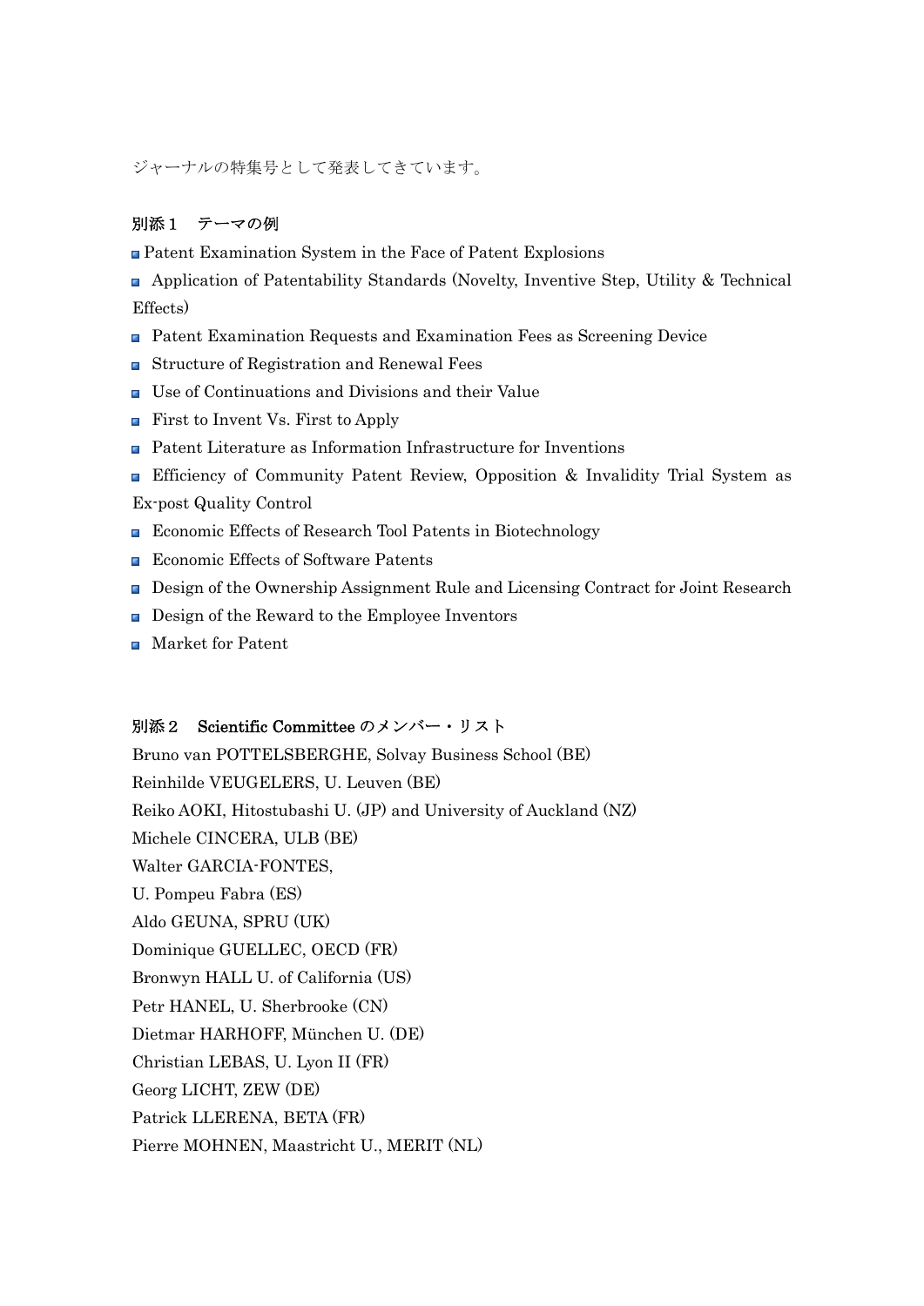ジャーナルの特集号として発表してきています。

## 別添１　テーマの例

- Patent Examination System in the Face of Patent Explosions
- Application of Patentability Standards (Novelty, Inventive Step, Utility & Technical Effects)
- Patent Examination Requests and Examination Fees as Screening Device
- Structure of Registration and Renewal Fees
- Use of Continuations and Divisions and their Value
- First to Invent Vs. First to Apply
- Patent Literature as Information Infrastructure for Inventions
- Efficiency of Community Patent Review, Opposition & Invalidity Trial System as Ex-post Quality Control
- Economic Effects of Research Tool Patents in Biotechnology
- Economic Effects of Software Patents
- Design of the Ownership Assignment Rule and Licensing Contract for Joint Research
- Design of the Reward to the Employee Inventors
- Market for Patent

## 別添２　Scientific Committee のメンバー・リスト

Bruno van POTTELSBERGHE, Solvay Business School (BE)  
Reinhilde VEUGELERS, U. Leuven (BE)  
Reiko AOKI, Hitostubashi U. (JP) and University of Auckland (NZ)  
Michele CINCERA, ULB (BE)  
Walter GARCIA-FONTES,  
U. Pompeu Fabra (ES)  
Aldo GEUNA, SPRU (UK)  
Dominique GUELLEC, OECD (FR)  
Bronwyn HALL U. of California (US)  
Petr HANEL, U. Sherbrooke (CN)  
Dietmar HARHOFF, München U. (DE)  
Christian LEBAS, U. Lyon II (FR)  
Georg LICHT, ZEW (DE)  
Patrick LLERENA, BETA (FR)  
Pierre MOHNEN, Maastricht U., MERIT (NL)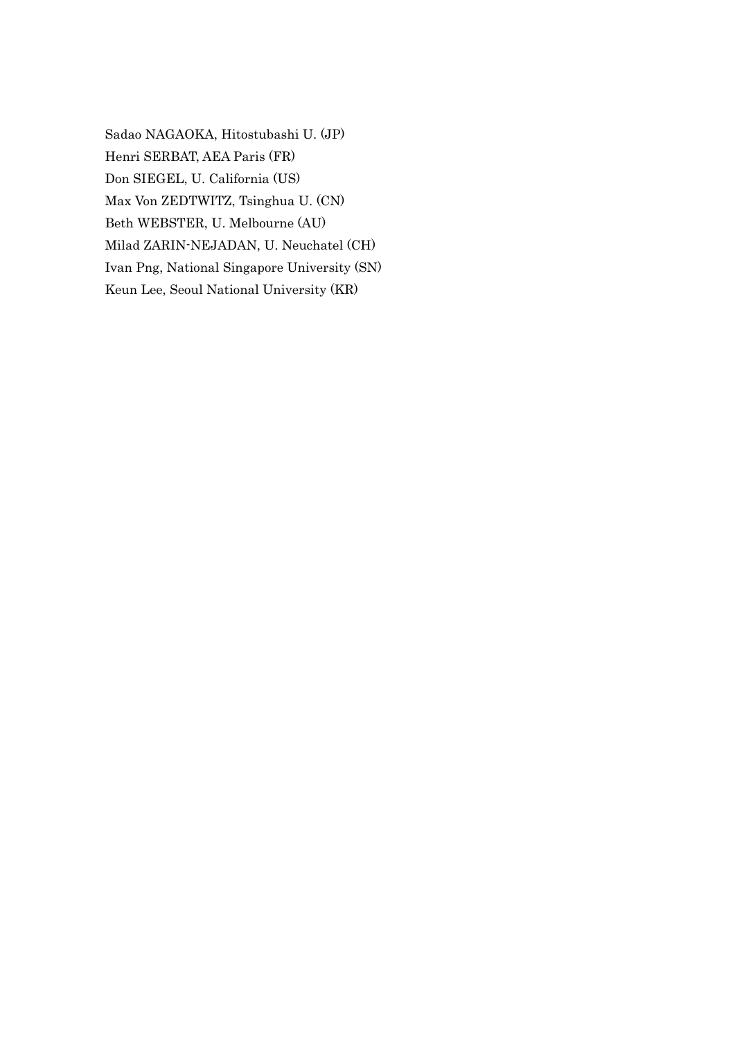Sadao NAGAOKA, Hitostubashi U. (JP)
Henri SERBAT, AEA Paris (FR)
Don SIEGEL, U. California (US)
Max Von ZEDTWITZ, Tsinghua U. (CN)
Beth WEBSTER, U. Melbourne (AU)
Milad ZARIN-NEJADAN, U. Neuchatel (CH)
Ivan Png, National Singapore University (SN)
Keun Lee, Seoul National University (KR)